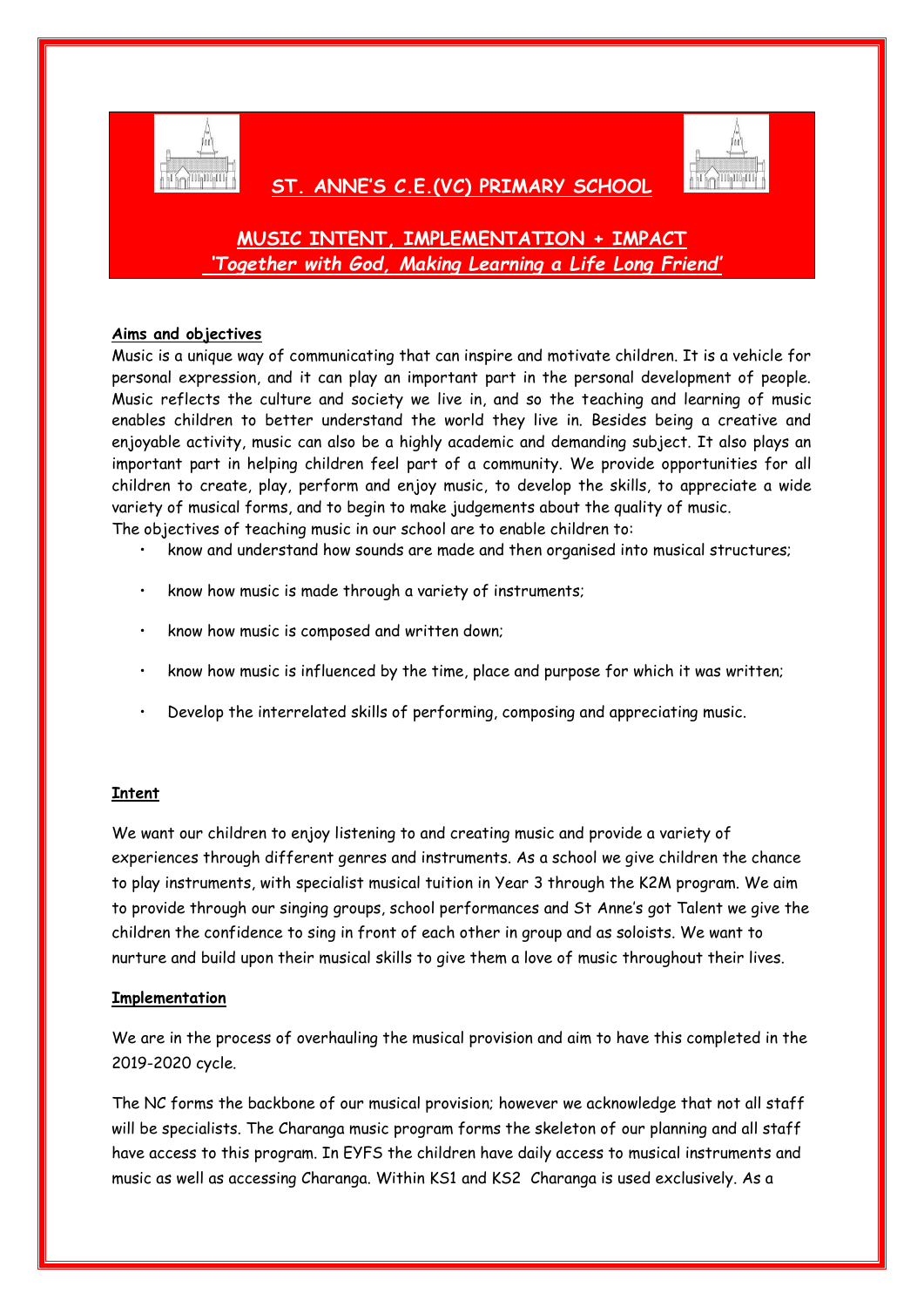# ST. ANNE'S C.E.(VC) PRIMARY SCHOOL

## MUSIC INTENT, IMPLEMENTATION + IMPACT

*'Together with God, Making Learning a Life Long Friend'*

**Aims and objectives**

Music is a unique way of communicating that can inspire and motivate children. It is a vehicle for personal expression, and it can play an important part in the personal development of people. Music reflects the culture and society we live in, and so the teaching and learning of music enables children to better understand the world they live in. Besides being a creative and enjoyable activity, music can also be a highly academic and demanding subject. It also plays an important part in helping children feel part of a community. We provide opportunities for all children to create, play, perform and enjoy music, to develop the skills, to appreciate a wide variety of musical forms, and to begin to make judgements about the quality of music.

The objectives of teaching music in our school are to enable children to:

- know and understand how sounds are made and then organised into musical structures;
- know how music is made through a variety of instruments;
- know how music is composed and written down;
- know how music is influenced by the time, place and purpose for which it was written;
- Develop the interrelated skills of performing, composing and appreciating music.

**Intent**

We want our children to enjoy listening to and creating music and provide a variety of experiences through different genres and instruments. As a school we give children the chance to play instruments, with specialist musical tuition in Year 3 through the K2M program. We aim to provide through our singing groups, school performances and St Anne's got Talent we give the children the confidence to sing in front of each other in group and as soloists. We want to nurture and build upon their musical skills to give them a love of music throughout their lives.

**Implementation**

We are in the process of overhauling the musical provision and aim to have this completed in the 2019-2020 cycle.

The NC forms the backbone of our musical provision; however we acknowledge that not all staff will be specialists. The Charanga music program forms the skeleton of our planning and all staff have access to this program. In EYFS the children have daily access to musical instruments and music as well as accessing Charanga. Within KS1 and KS2 Charanga is used exclusively. As a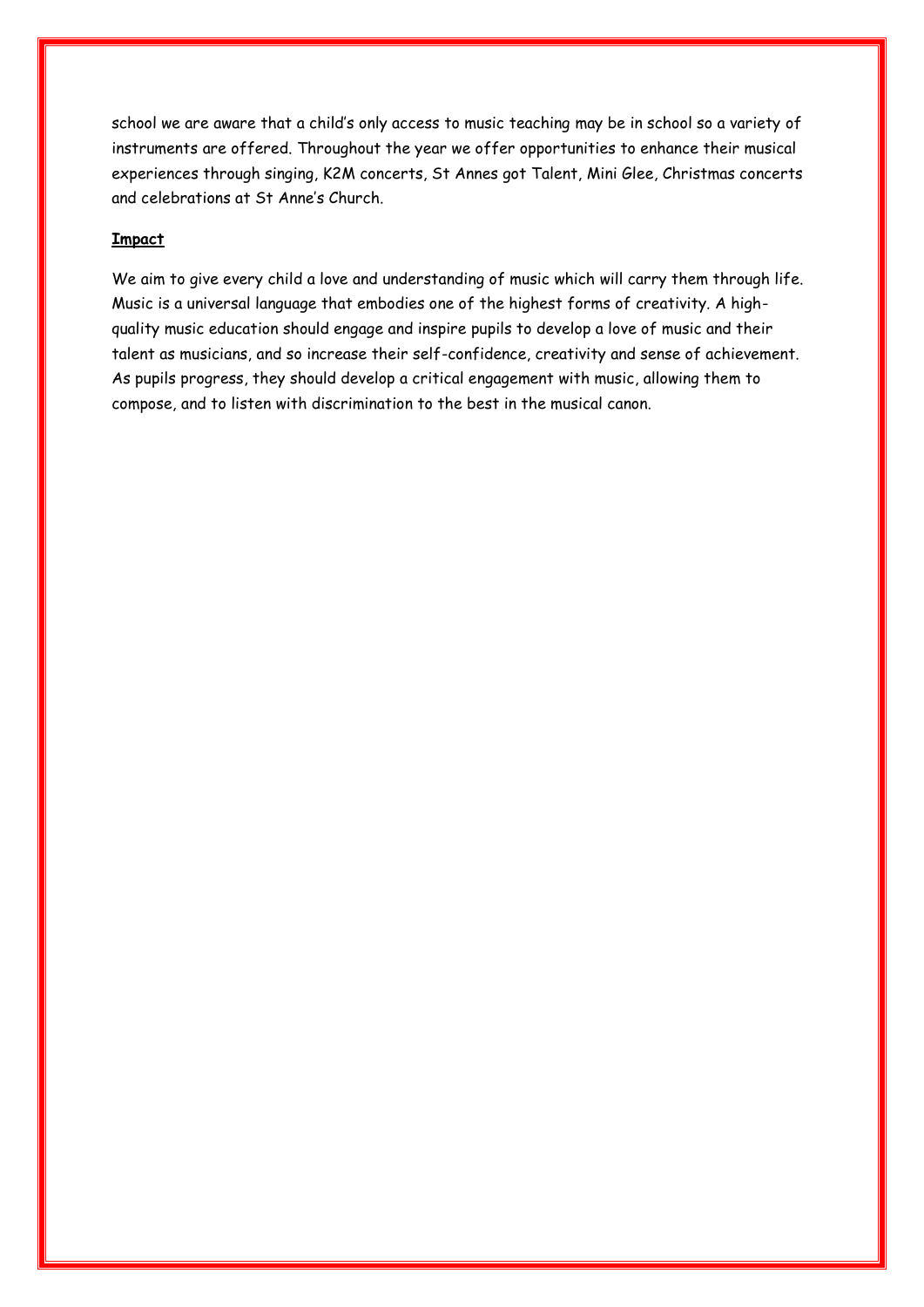school we are aware that a child's only access to music teaching may be in school so a variety of instruments are offered. Throughout the year we offer opportunities to enhance their musical experiences through singing, K2M concerts, St Annes got Talent, Mini Glee, Christmas concerts and celebrations at St Anne's Church.

**Impact**

We aim to give every child a love and understanding of music which will carry them through life. Music is a universal language that embodies one of the highest forms of creativity. A high-quality music education should engage and inspire pupils to develop a love of music and their talent as musicians, and so increase their self-confidence, creativity and sense of achievement. As pupils progress, they should develop a critical engagement with music, allowing them to compose, and to listen with discrimination to the best in the musical canon.